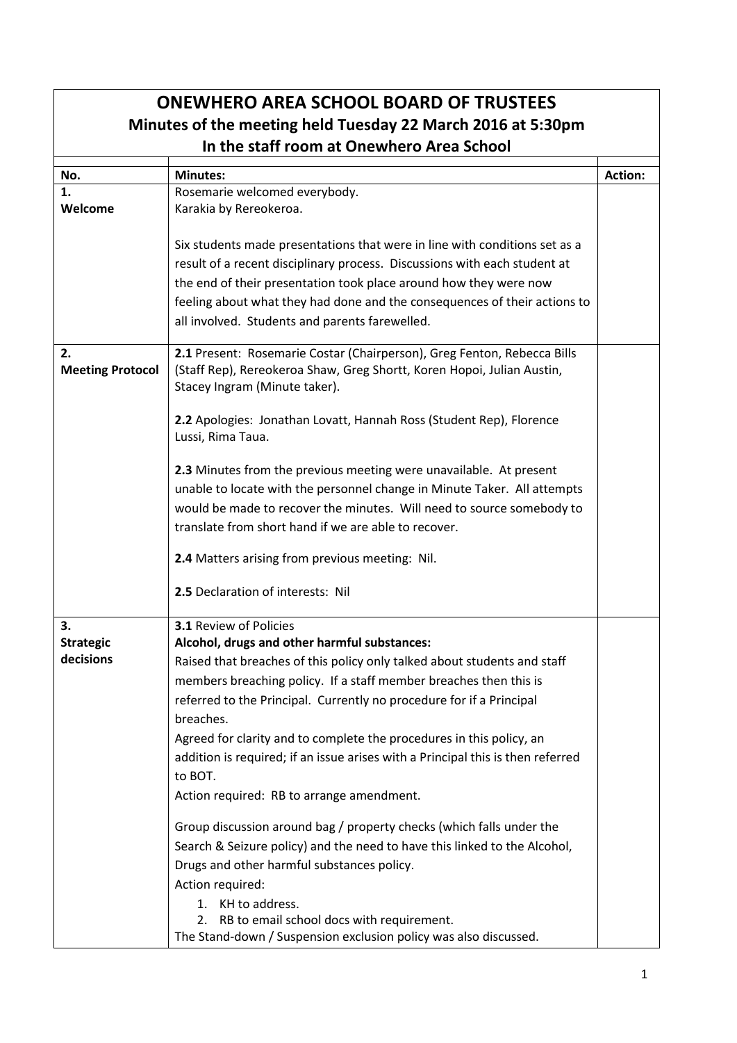# ONEWHERO AREA SCHOOL BOARD OF TRUSTEES

## Minutes of the meeting held Tuesday 22 March 2016 at 5:30pm

## In the staff room at Onewhero Area School

| No. | Minutes: | Action: |
|---|---|---|
| **1. Welcome** | Rosemarie welcomed everybody.<br>Karakia by Rereokeroa.<br><br>Six students made presentations that were in line with conditions set as a result of a recent disciplinary process. Discussions with each student at the end of their presentation took place around how they were now feeling about what they had done and the consequences of their actions to all involved. Students and parents farewelled. | |
| **2. Meeting Protocol** | **2.1** Present: Rosemarie Costar (Chairperson), Greg Fenton, Rebecca Bills (Staff Rep), Rereokeroa Shaw, Greg Shortt, Koren Hopoi, Julian Austin, Stacey Ingram (Minute taker).<br><br>**2.2** Apologies: Jonathan Lovatt, Hannah Ross (Student Rep), Florence Lussi, Rima Taua.<br><br>**2.3** Minutes from the previous meeting were unavailable. At present unable to locate with the personnel change in Minute Taker. All attempts would be made to recover the minutes. Will need to source somebody to translate from short hand if we are able to recover.<br><br>**2.4** Matters arising from previous meeting: Nil.<br><br>**2.5** Declaration of interests: Nil | |
| **3. Strategic decisions** | **3.1** Review of Policies<br>**Alcohol, drugs and other harmful substances:**<br>Raised that breaches of this policy only talked about students and staff members breaching policy. If a staff member breaches then this is referred to the Principal. Currently no procedure for if a Principal breaches.<br>Agreed for clarity and to complete the procedures in this policy, an addition is required; if an issue arises with a Principal this is then referred to BOT.<br>Action required: RB to arrange amendment.<br><br>Group discussion around bag / property checks (which falls under the Search & Seizure policy) and the need to have this linked to the Alcohol, Drugs and other harmful substances policy.<br>Action required:<br>1. KH to address.<br>2. RB to email school docs with requirement.<br>The Stand-down / Suspension exclusion policy was also discussed. | |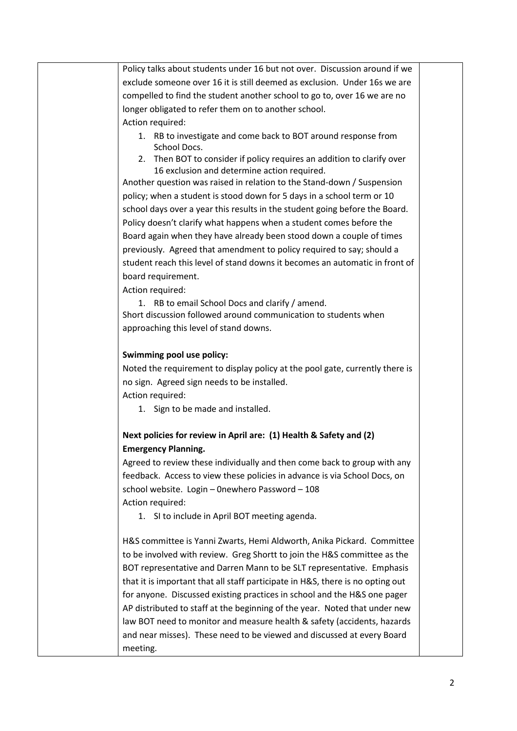Policy talks about students under 16 but not over. Discussion around if we exclude someone over 16 it is still deemed as exclusion. Under 16s we are compelled to find the student another school to go to, over 16 we are no longer obligated to refer them on to another school.

Action required:

1. RB to investigate and come back to BOT around response from School Docs.
2. Then BOT to consider if policy requires an addition to clarify over 16 exclusion and determine action required.

Another question was raised in relation to the Stand-down / Suspension policy; when a student is stood down for 5 days in a school term or 10 school days over a year this results in the student going before the Board. Policy doesn't clarify what happens when a student comes before the Board again when they have already been stood down a couple of times previously. Agreed that amendment to policy required to say; should a student reach this level of stand downs it becomes an automatic in front of board requirement.

Action required:

1. RB to email School Docs and clarify / amend.

Short discussion followed around communication to students when approaching this level of stand downs.

**Swimming pool use policy:**

Noted the requirement to display policy at the pool gate, currently there is no sign. Agreed sign needs to be installed.

Action required:

1. Sign to be made and installed.

**Next policies for review in April are: (1) Health & Safety and (2) Emergency Planning.**

Agreed to review these individually and then come back to group with any feedback. Access to view these policies in advance is via School Docs, on school website. Login – 0newhero Password – 108

Action required:

1. SI to include in April BOT meeting agenda.

H&S committee is Yanni Zwarts, Hemi Aldworth, Anika Pickard. Committee to be involved with review. Greg Shortt to join the H&S committee as the BOT representative and Darren Mann to be SLT representative. Emphasis that it is important that all staff participate in H&S, there is no opting out for anyone. Discussed existing practices in school and the H&S one pager AP distributed to staff at the beginning of the year. Noted that under new law BOT need to monitor and measure health & safety (accidents, hazards and near misses). These need to be viewed and discussed at every Board meeting.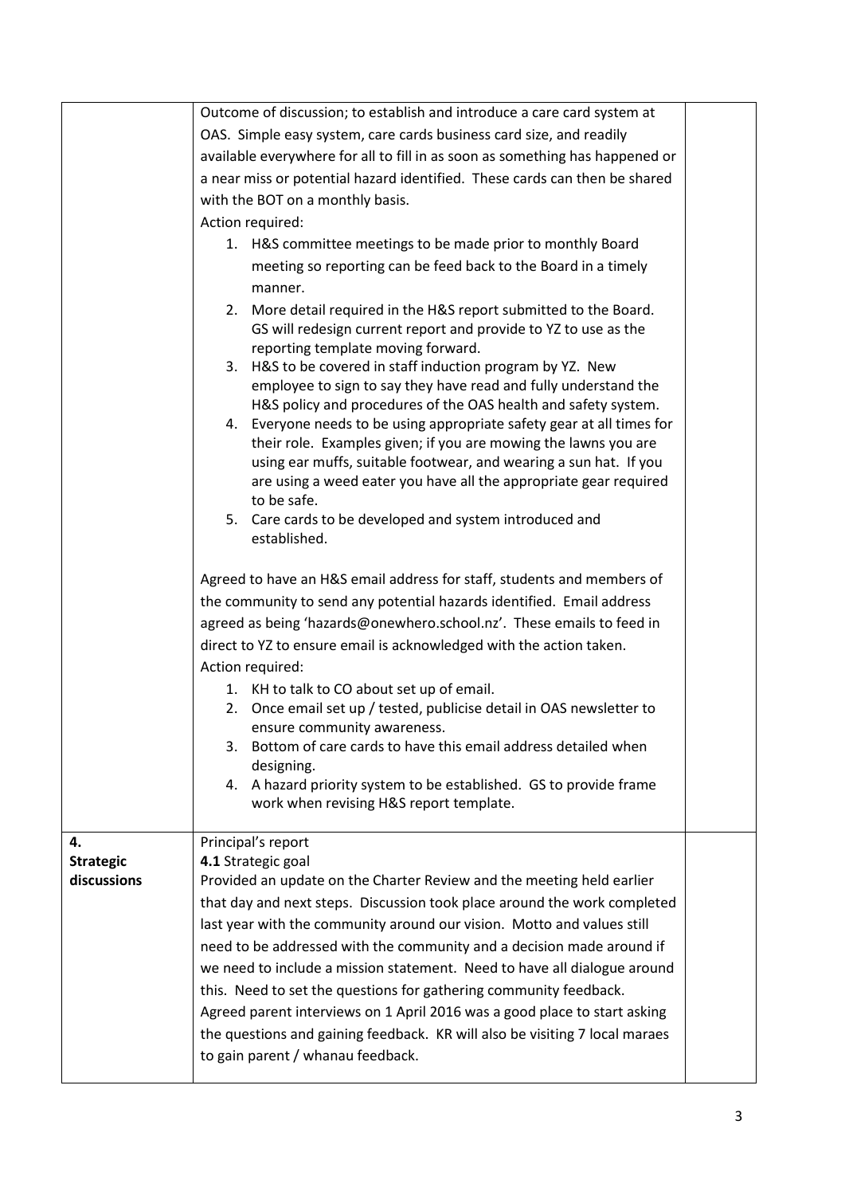| | | |
|---|---|---|
| | Outcome of discussion; to establish and introduce a care card system at OAS. Simple easy system, care cards business card size, and readily available everywhere for all to fill in as soon as something has happened or a near miss or potential hazard identified. These cards can then be shared with the BOT on a monthly basis.<br>Action required:<br>1. H&S committee meetings to be made prior to monthly Board meeting so reporting can be feed back to the Board in a timely manner.<br>2. More detail required in the H&S report submitted to the Board. GS will redesign current report and provide to YZ to use as the reporting template moving forward.<br>3. H&S to be covered in staff induction program by YZ. New employee to sign to say they have read and fully understand the H&S policy and procedures of the OAS health and safety system.<br>4. Everyone needs to be using appropriate safety gear at all times for their role. Examples given; if you are mowing the lawns you are using ear muffs, suitable footwear, and wearing a sun hat. If you are using a weed eater you have all the appropriate gear required to be safe.<br>5. Care cards to be developed and system introduced and established.<br><br>Agreed to have an H&S email address for staff, students and members of the community to send any potential hazards identified. Email address agreed as being 'hazards@onewhero.school.nz'. These emails to feed in direct to YZ to ensure email is acknowledged with the action taken.<br>Action required:<br>1. KH to talk to CO about set up of email.<br>2. Once email set up / tested, publicise detail in OAS newsletter to ensure community awareness.<br>3. Bottom of care cards to have this email address detailed when designing.<br>4. A hazard priority system to be established. GS to provide frame work when revising H&S report template. | |
| **4. Strategic discussions** | Principal's report<br>**4.1** Strategic goal<br>Provided an update on the Charter Review and the meeting held earlier that day and next steps. Discussion took place around the work completed last year with the community around our vision. Motto and values still need to be addressed with the community and a decision made around if we need to include a mission statement. Need to have all dialogue around this. Need to set the questions for gathering community feedback. Agreed parent interviews on 1 April 2016 was a good place to start asking the questions and gaining feedback. KR will also be visiting 7 local maraes to gain parent / whanau feedback. | |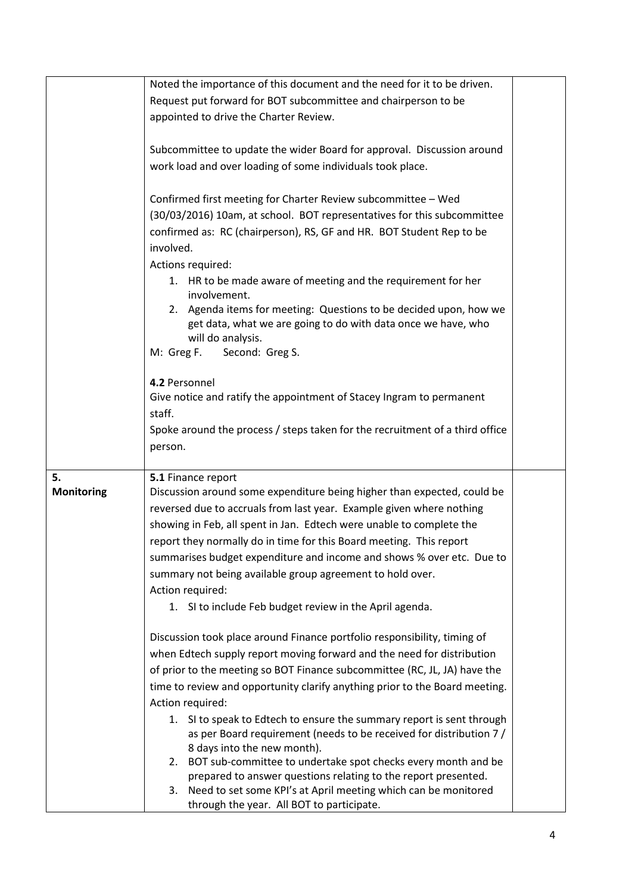| | | |
|---|---|---|
| | Noted the importance of this document and the need for it to be driven. Request put forward for BOT subcommittee and chairperson to be appointed to drive the Charter Review.<br><br>Subcommittee to update the wider Board for approval. Discussion around work load and over loading of some individuals took place.<br><br>Confirmed first meeting for Charter Review subcommittee – Wed (30/03/2016) 10am, at school. BOT representatives for this subcommittee confirmed as: RC (chairperson), RS, GF and HR. BOT Student Rep to be involved.<br>Actions required:<br>1. HR to be made aware of meeting and the requirement for her involvement.<br>2. Agenda items for meeting: Questions to be decided upon, how we get data, what we are going to do with data once we have, who will do analysis.<br>M: Greg F. Second: Greg S.<br><br>**4.2** Personnel<br>Give notice and ratify the appointment of Stacey Ingram to permanent staff.<br>Spoke around the process / steps taken for the recruitment of a third office person. | |
| **5. Monitoring** | **5.1** Finance report<br>Discussion around some expenditure being higher than expected, could be reversed due to accruals from last year. Example given where nothing showing in Feb, all spent in Jan. Edtech were unable to complete the report they normally do in time for this Board meeting. This report summarises budget expenditure and income and shows % over etc. Due to summary not being available group agreement to hold over.<br>Action required:<br>1. SI to include Feb budget review in the April agenda.<br><br>Discussion took place around Finance portfolio responsibility, timing of when Edtech supply report moving forward and the need for distribution of prior to the meeting so BOT Finance subcommittee (RC, JL, JA) have the time to review and opportunity clarify anything prior to the Board meeting.<br>Action required:<br>1. SI to speak to Edtech to ensure the summary report is sent through as per Board requirement (needs to be received for distribution 7 / 8 days into the new month).<br>2. BOT sub-committee to undertake spot checks every month and be prepared to answer questions relating to the report presented.<br>3. Need to set some KPI's at April meeting which can be monitored through the year. All BOT to participate. | |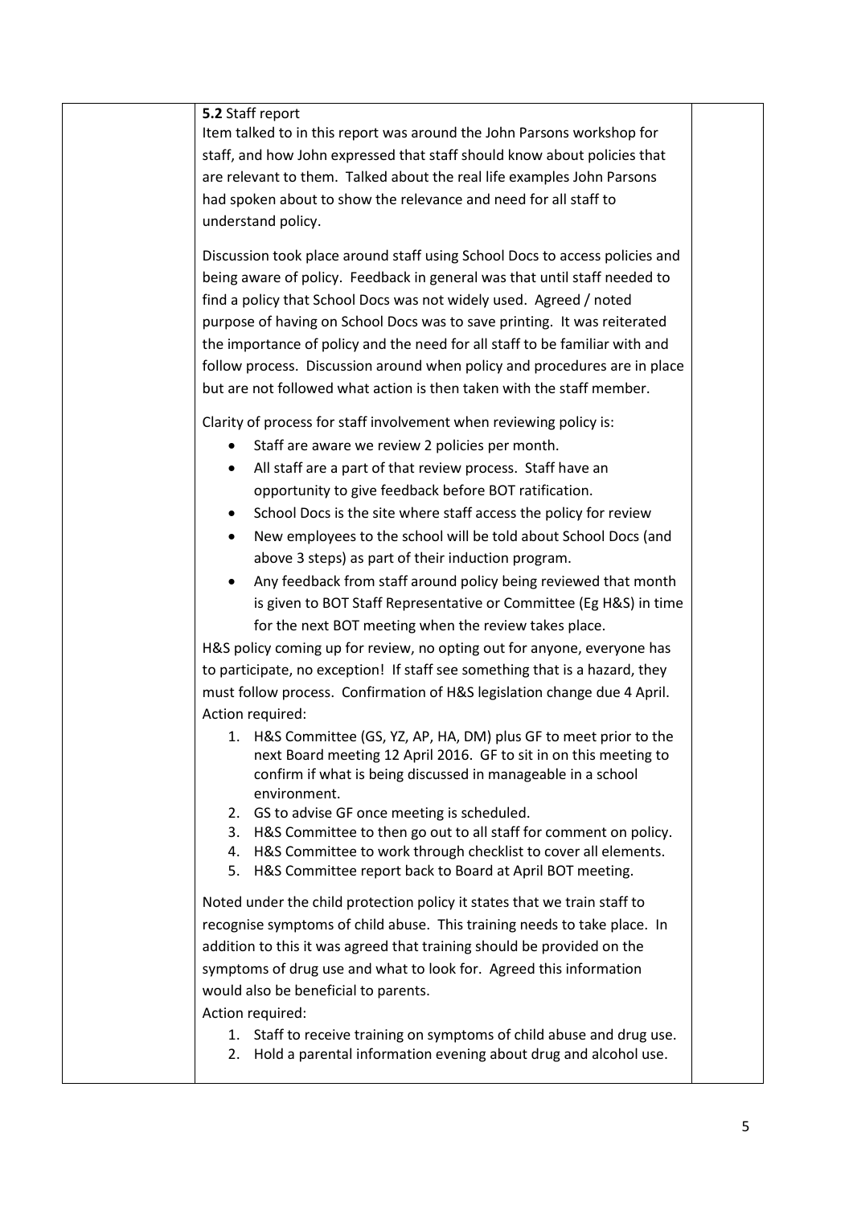**5.2** Staff report

Item talked to in this report was around the John Parsons workshop for staff, and how John expressed that staff should know about policies that are relevant to them. Talked about the real life examples John Parsons had spoken about to show the relevance and need for all staff to understand policy.

Discussion took place around staff using School Docs to access policies and being aware of policy. Feedback in general was that until staff needed to find a policy that School Docs was not widely used. Agreed / noted purpose of having on School Docs was to save printing. It was reiterated the importance of policy and the need for all staff to be familiar with and follow process. Discussion around when policy and procedures are in place but are not followed what action is then taken with the staff member.

Clarity of process for staff involvement when reviewing policy is:

- Staff are aware we review 2 policies per month.
- All staff are a part of that review process. Staff have an opportunity to give feedback before BOT ratification.
- School Docs is the site where staff access the policy for review
- New employees to the school will be told about School Docs (and above 3 steps) as part of their induction program.
- Any feedback from staff around policy being reviewed that month is given to BOT Staff Representative or Committee (Eg H&S) in time for the next BOT meeting when the review takes place.

H&S policy coming up for review, no opting out for anyone, everyone has to participate, no exception! If staff see something that is a hazard, they must follow process. Confirmation of H&S legislation change due 4 April.

Action required:

1. H&S Committee (GS, YZ, AP, HA, DM) plus GF to meet prior to the next Board meeting 12 April 2016. GF to sit in on this meeting to confirm if what is being discussed in manageable in a school environment.
2. GS to advise GF once meeting is scheduled.
3. H&S Committee to then go out to all staff for comment on policy.
4. H&S Committee to work through checklist to cover all elements.
5. H&S Committee report back to Board at April BOT meeting.

Noted under the child protection policy it states that we train staff to recognise symptoms of child abuse. This training needs to take place. In addition to this it was agreed that training should be provided on the symptoms of drug use and what to look for. Agreed this information would also be beneficial to parents.

Action required:

1. Staff to receive training on symptoms of child abuse and drug use.
2. Hold a parental information evening about drug and alcohol use.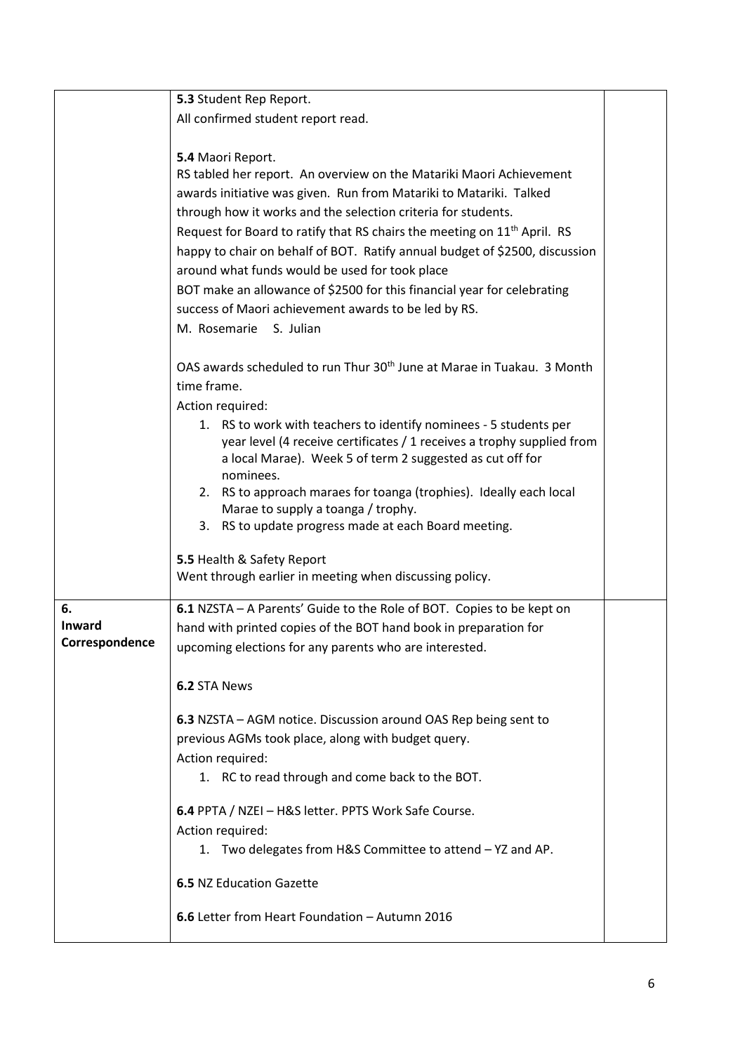| | | |
|---|---|---|
| | **5.3** Student Rep Report.<br>All confirmed student report read.<br><br>**5.4** Maori Report.<br>RS tabled her report. An overview on the Matariki Maori Achievement awards initiative was given. Run from Matariki to Matariki. Talked through how it works and the selection criteria for students.<br>Request for Board to ratify that RS chairs the meeting on 11th April. RS happy to chair on behalf of BOT. Ratify annual budget of $2500, discussion around what funds would be used for took place<br>BOT make an allowance of $2500 for this financial year for celebrating success of Maori achievement awards to be led by RS.<br>M. Rosemarie S. Julian<br><br>OAS awards scheduled to run Thur 30th June at Marae in Tuakau. 3 Month time frame.<br>Action required:<br>1. RS to work with teachers to identify nominees - 5 students per year level (4 receive certificates / 1 receives a trophy supplied from a local Marae). Week 5 of term 2 suggested as cut off for nominees.<br>2. RS to approach maraes for toanga (trophies). Ideally each local Marae to supply a toanga / trophy.<br>3. RS to update progress made at each Board meeting.<br><br>**5.5** Health & Safety Report<br>Went through earlier in meeting when discussing policy. | |
| **6. Inward Correspondence** | **6.1** NZSTA – A Parents' Guide to the Role of BOT. Copies to be kept on hand with printed copies of the BOT hand book in preparation for upcoming elections for any parents who are interested.<br><br>**6.2** STA News<br><br>**6.3** NZSTA – AGM notice. Discussion around OAS Rep being sent to previous AGMs took place, along with budget query.<br>Action required:<br>1. RC to read through and come back to the BOT.<br><br>**6.4** PPTA / NZEI – H&S letter. PPTS Work Safe Course.<br>Action required:<br>1. Two delegates from H&S Committee to attend – YZ and AP.<br><br>**6.5** NZ Education Gazette<br><br>**6.6** Letter from Heart Foundation – Autumn 2016 | |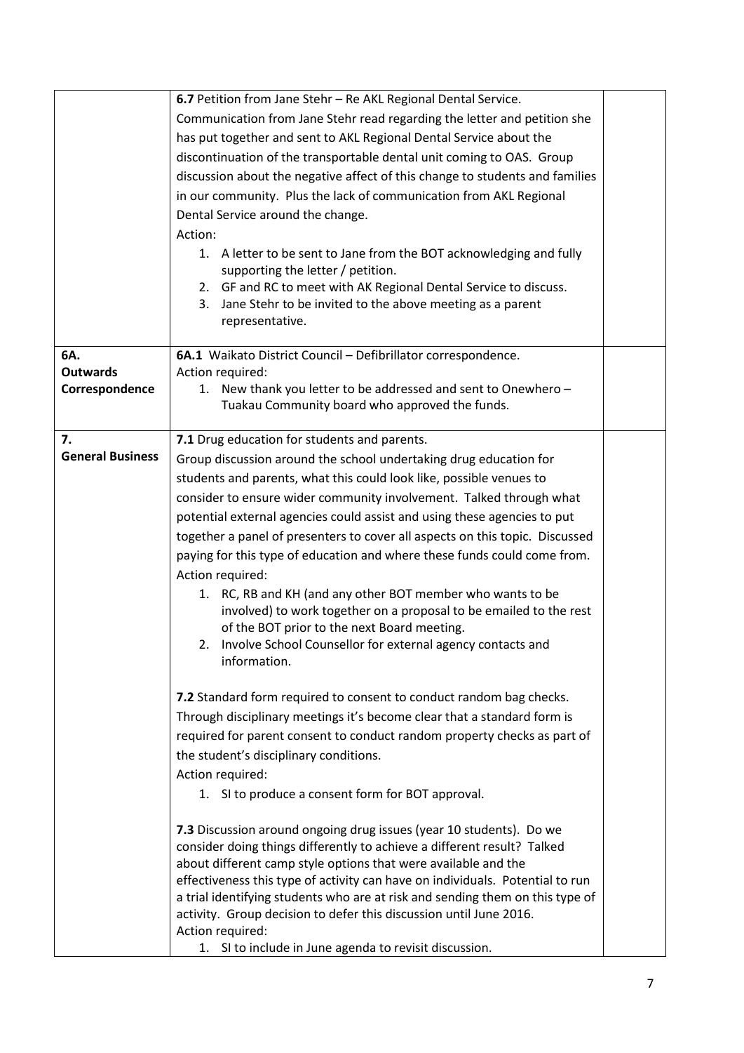| | | |
|---|---|---|
| | **6.7** Petition from Jane Stehr – Re AKL Regional Dental Service.<br>Communication from Jane Stehr read regarding the letter and petition she has put together and sent to AKL Regional Dental Service about the discontinuation of the transportable dental unit coming to OAS. Group discussion about the negative affect of this change to students and families in our community. Plus the lack of communication from AKL Regional Dental Service around the change.<br>Action:<br>1. A letter to be sent to Jane from the BOT acknowledging and fully supporting the letter / petition.<br>2. GF and RC to meet with AK Regional Dental Service to discuss.<br>3. Jane Stehr to be invited to the above meeting as a parent representative. | |
| **6A. Outwards Correspondence** | **6A.1** Waikato District Council – Defibrillator correspondence.<br>Action required:<br>1. New thank you letter to be addressed and sent to Onewhero – Tuakau Community board who approved the funds. | |
| **7. General Business** | **7.1** Drug education for students and parents.<br>Group discussion around the school undertaking drug education for students and parents, what this could look like, possible venues to consider to ensure wider community involvement. Talked through what potential external agencies could assist and using these agencies to put together a panel of presenters to cover all aspects on this topic. Discussed paying for this type of education and where these funds could come from.<br>Action required:<br>1. RC, RB and KH (and any other BOT member who wants to be involved) to work together on a proposal to be emailed to the rest of the BOT prior to the next Board meeting.<br>2. Involve School Counsellor for external agency contacts and information.<br><br>**7.2** Standard form required to consent to conduct random bag checks.<br>Through disciplinary meetings it's become clear that a standard form is required for parent consent to conduct random property checks as part of the student's disciplinary conditions.<br>Action required:<br>1. SI to produce a consent form for BOT approval.<br><br>**7.3** Discussion around ongoing drug issues (year 10 students). Do we consider doing things differently to achieve a different result? Talked about different camp style options that were available and the effectiveness this type of activity can have on individuals. Potential to run a trial identifying students who are at risk and sending them on this type of activity. Group decision to defer this discussion until June 2016.<br>Action required:<br>1. SI to include in June agenda to revisit discussion. | |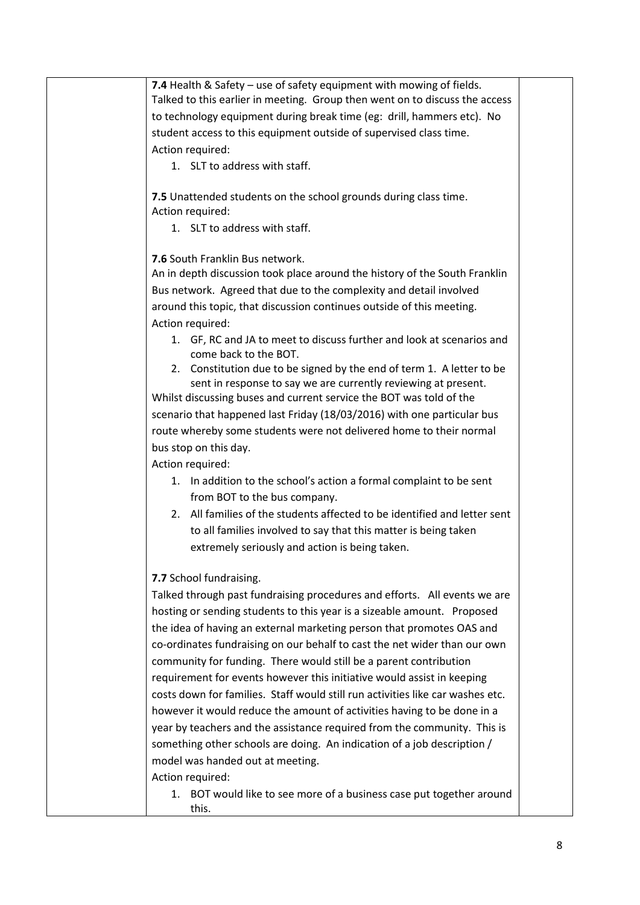**7.4** Health & Safety – use of safety equipment with mowing of fields.
Talked to this earlier in meeting. Group then went on to discuss the access to technology equipment during break time (eg: drill, hammers etc). No student access to this equipment outside of supervised class time.
Action required:

1. SLT to address with staff.

**7.5** Unattended students on the school grounds during class time.
Action required:

1. SLT to address with staff.

**7.6** South Franklin Bus network.
An in depth discussion took place around the history of the South Franklin Bus network. Agreed that due to the complexity and detail involved around this topic, that discussion continues outside of this meeting.
Action required:

1. GF, RC and JA to meet to discuss further and look at scenarios and come back to the BOT.
2. Constitution due to be signed by the end of term 1. A letter to be sent in response to say we are currently reviewing at present.

Whilst discussing buses and current service the BOT was told of the scenario that happened last Friday (18/03/2016) with one particular bus route whereby some students were not delivered home to their normal bus stop on this day.
Action required:

1. In addition to the school's action a formal complaint to be sent from BOT to the bus company.
2. All families of the students affected to be identified and letter sent to all families involved to say that this matter is being taken extremely seriously and action is being taken.

**7.7** School fundraising.
Talked through past fundraising procedures and efforts. All events we are hosting or sending students to this year is a sizeable amount. Proposed the idea of having an external marketing person that promotes OAS and co-ordinates fundraising on our behalf to cast the net wider than our own community for funding. There would still be a parent contribution requirement for events however this initiative would assist in keeping costs down for families. Staff would still run activities like car washes etc. however it would reduce the amount of activities having to be done in a year by teachers and the assistance required from the community. This is something other schools are doing. An indication of a job description / model was handed out at meeting.
Action required:

1. BOT would like to see more of a business case put together around this.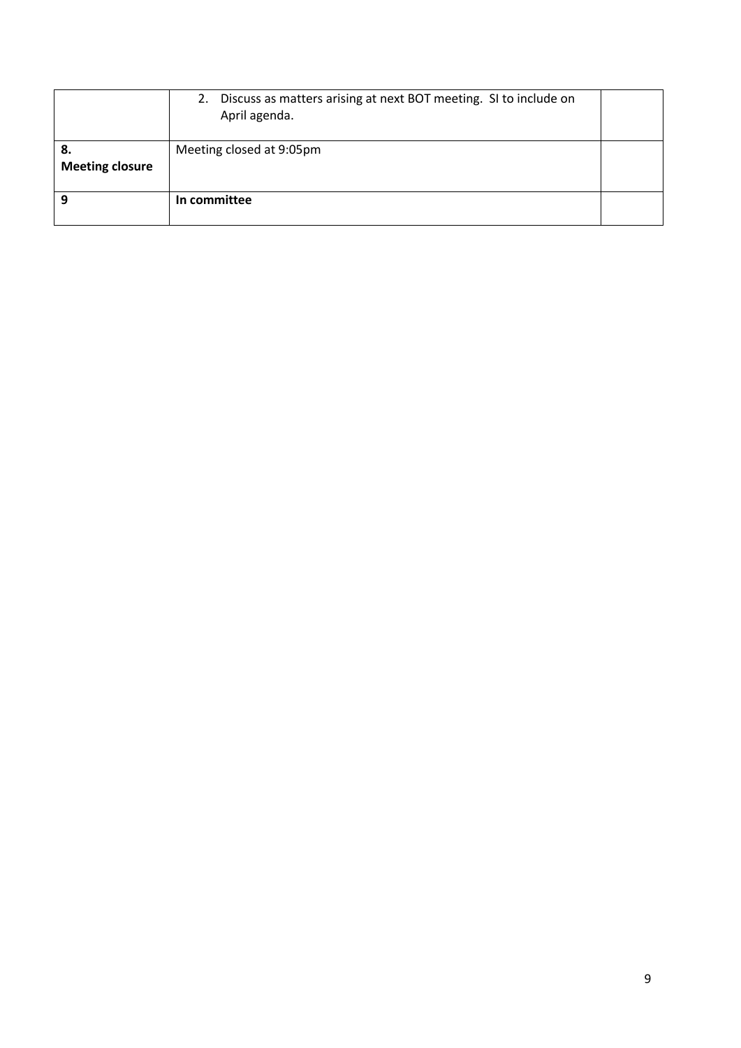| | | |
|---|---|---|
| | 2. Discuss as matters arising at next BOT meeting. SI to include on April agenda. | |
| **8. Meeting closure** | Meeting closed at 9:05pm | |
| **9** | **In committee** | |